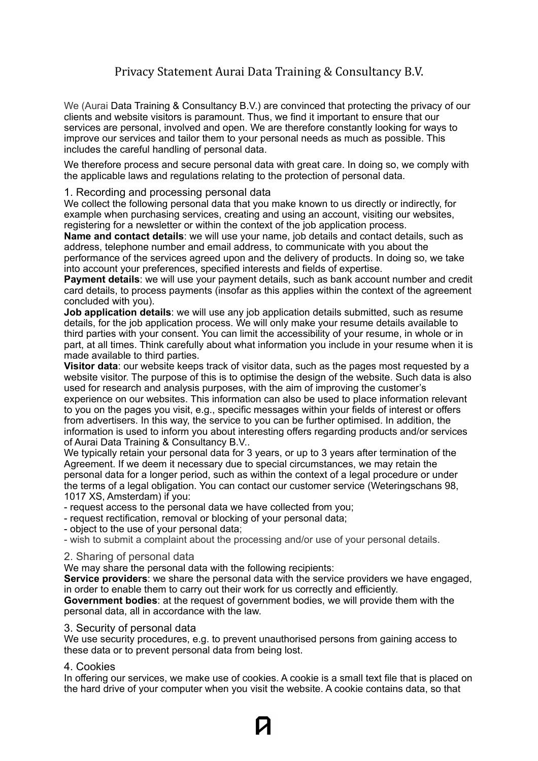# Privacy Statement Aurai Data Training & Consultancy B.V.

We (Aurai Data Training & Consultancy B.V.) are convinced that protecting the privacy of our clients and website visitors is paramount. Thus, we find it important to ensure that our services are personal, involved and open. We are therefore constantly looking for ways to improve our services and tailor them to your personal needs as much as possible. This includes the careful handling of personal data.

We therefore process and secure personal data with great care. In doing so, we comply with the applicable laws and regulations relating to the protection of personal data.

## 1. Recording and processing personal data

We collect the following personal data that you make known to us directly or indirectly, for example when purchasing services, creating and using an account, visiting our websites, registering for a newsletter or within the context of the job application process.

**Name and contact details**: we will use your name, job details and contact details, such as address, telephone number and email address, to communicate with you about the performance of the services agreed upon and the delivery of products. In doing so, we take into account your preferences, specified interests and fields of expertise.

**Payment details**: we will use your payment details, such as bank account number and credit card details, to process payments (insofar as this applies within the context of the agreement concluded with you).

**Job application details**: we will use any job application details submitted, such as resume details, for the job application process. We will only make your resume details available to third parties with your consent. You can limit the accessibility of your resume, in whole or in part, at all times. Think carefully about what information you include in your resume when it is made available to third parties.

**Visitor data**: our website keeps track of visitor data, such as the pages most requested by a website visitor. The purpose of this is to optimise the design of the website. Such data is also used for research and analysis purposes, with the aim of improving the customer's experience on our websites. This information can also be used to place information relevant to you on the pages you visit, e.g., specific messages within your fields of interest or offers from advertisers. In this way, the service to you can be further optimised. In addition, the information is used to inform you about interesting offers regarding products and/or services of Aurai Data Training & Consultancy B.V..

We typically retain your personal data for 3 years, or up to 3 years after termination of the Agreement. If we deem it necessary due to special circumstances, we may retain the personal data for a longer period, such as within the context of a legal procedure or under the terms of a legal obligation. You can contact our customer service (Weteringschans 98, 1017 XS, Amsterdam) if you:

- request access to the personal data we have collected from you;
- request rectification, removal or blocking of your personal data;
- object to the use of your personal data;
- wish to submit a complaint about the processing and/or use of your personal details.

## 2. Sharing of personal data

We may share the personal data with the following recipients:

**Service providers**: we share the personal data with the service providers we have engaged, in order to enable them to carry out their work for us correctly and efficiently.

**Government bodies**: at the request of government bodies, we will provide them with the personal data, all in accordance with the law.

## 3. Security of personal data

We use security procedures, e.g. to prevent unauthorised persons from gaining access to these data or to prevent personal data from being lost.

## 4. Cookies

In offering our services, we make use of cookies. A cookie is a small text file that is placed on the hard drive of your computer when you visit the website. A cookie contains data, so that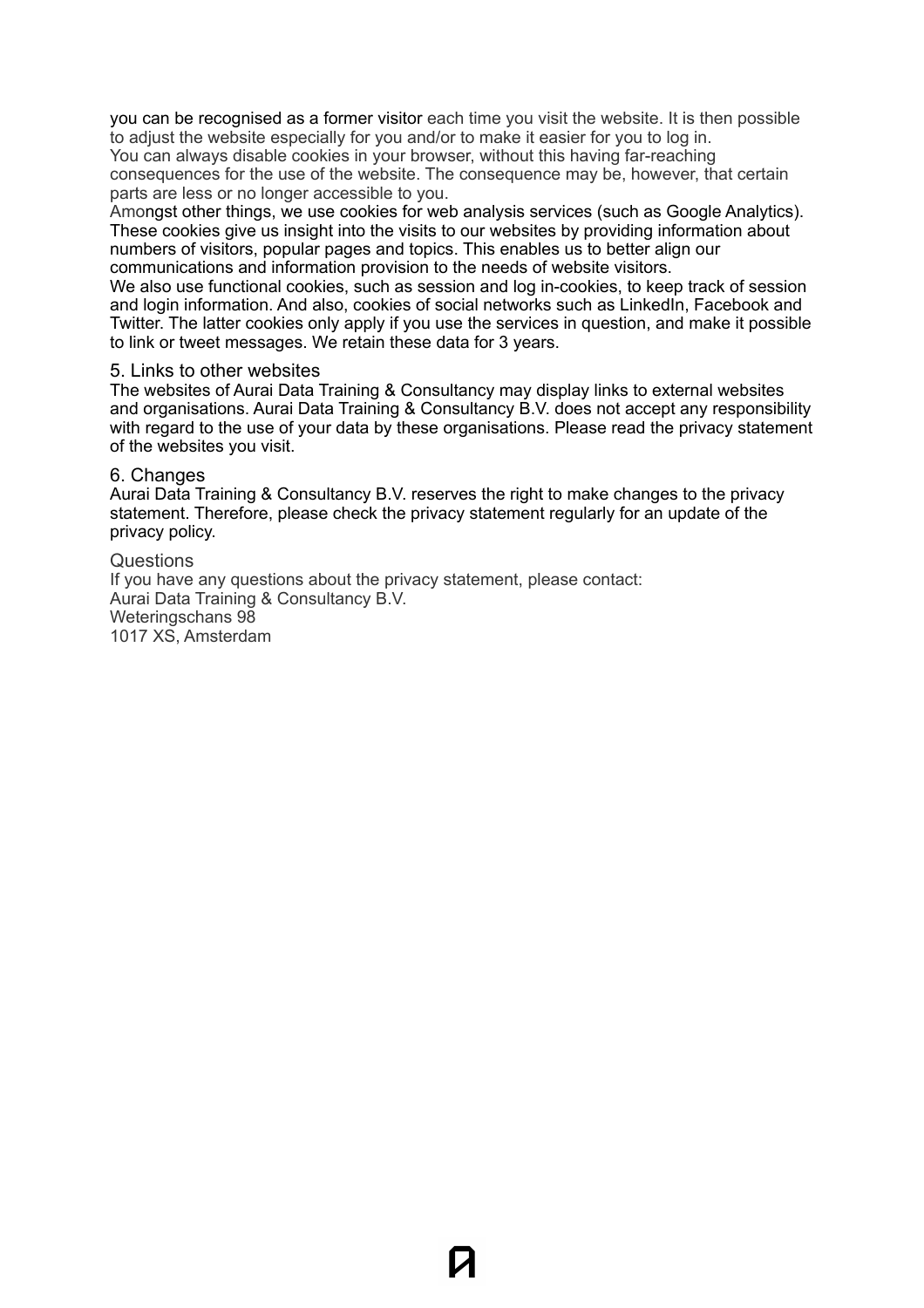you can be recognised as a former visitor each time you visit the website. It is then possible to adjust the website especially for you and/or to make it easier for you to log in.
You can always disable cookies in your browser, without this having far-reaching consequences for the use of the website. The consequence may be, however, that certain parts are less or no longer accessible to you.
Amongst other things, we use cookies for web analysis services (such as Google Analytics). These cookies give us insight into the visits to our websites by providing information about numbers of visitors, popular pages and topics. This enables us to better align our communications and information provision to the needs of website visitors.
We also use functional cookies, such as session and log in-cookies, to keep track of session and login information. And also, cookies of social networks such as LinkedIn, Facebook and Twitter. The latter cookies only apply if you use the services in question, and make it possible to link or tweet messages. We retain these data for 3 years.

## 5. Links to other websites

The websites of Aurai Data Training & Consultancy may display links to external websites and organisations. Aurai Data Training & Consultancy B.V. does not accept any responsibility with regard to the use of your data by these organisations. Please read the privacy statement of the websites you visit.

## 6. Changes

Aurai Data Training & Consultancy B.V. reserves the right to make changes to the privacy statement. Therefore, please check the privacy statement regularly for an update of the privacy policy.

## Questions

If you have any questions about the privacy statement, please contact:
Aurai Data Training & Consultancy B.V.
Weteringschans 98
1017 XS, Amsterdam